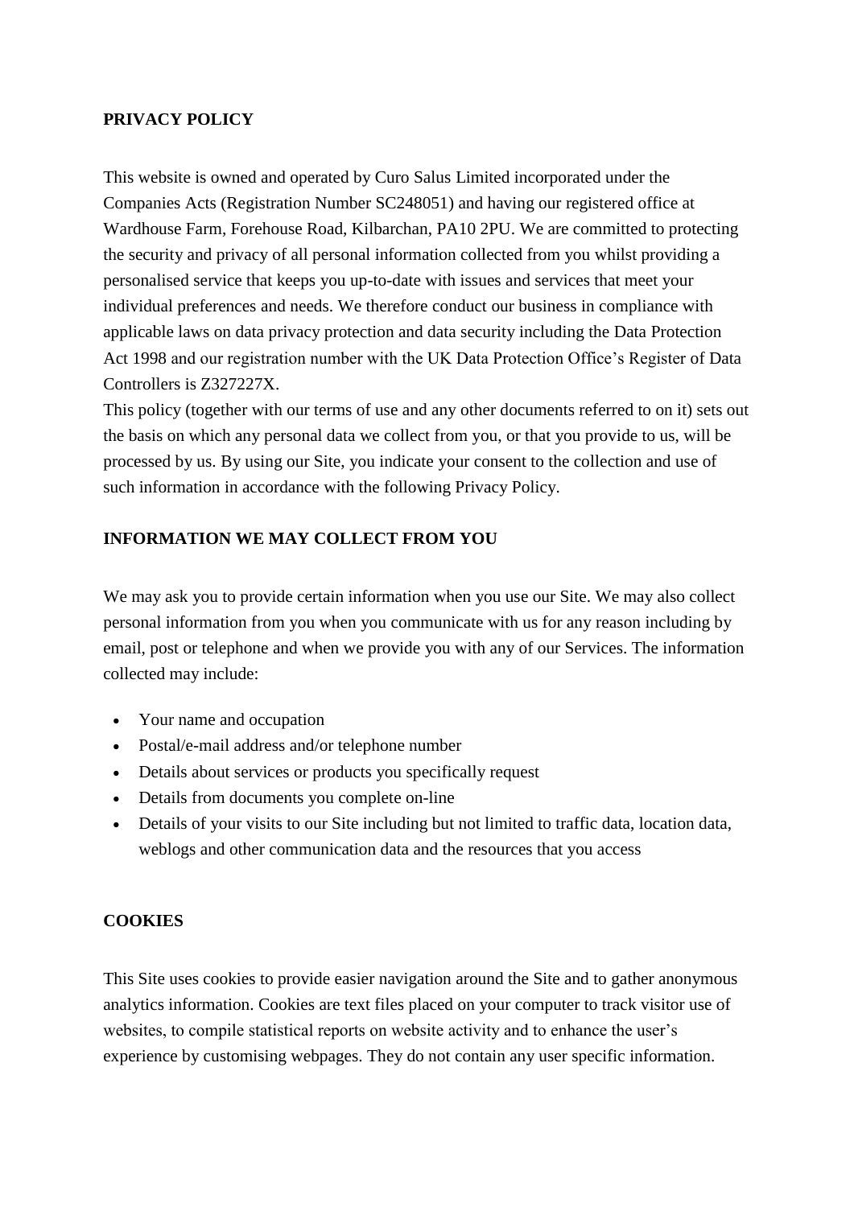# PRIVACY POLICY

This website is owned and operated by Curo Salus Limited incorporated under the Companies Acts (Registration Number SC248051) and having our registered office at Wardhouse Farm, Forehouse Road, Kilbarchan, PA10 2PU. We are committed to protecting the security and privacy of all personal information collected from you whilst providing a personalised service that keeps you up-to-date with issues and services that meet your individual preferences and needs. We therefore conduct our business in compliance with applicable laws on data privacy protection and data security including the Data Protection Act 1998 and our registration number with the UK Data Protection Office's Register of Data Controllers is Z327227X.

This policy (together with our terms of use and any other documents referred to on it) sets out the basis on which any personal data we collect from you, or that you provide to us, will be processed by us. By using our Site, you indicate your consent to the collection and use of such information in accordance with the following Privacy Policy.

## INFORMATION WE MAY COLLECT FROM YOU

We may ask you to provide certain information when you use our Site. We may also collect personal information from you when you communicate with us for any reason including by email, post or telephone and when we provide you with any of our Services. The information collected may include:

- Your name and occupation
- Postal/e-mail address and/or telephone number
- Details about services or products you specifically request
- Details from documents you complete on-line
- Details of your visits to our Site including but not limited to traffic data, location data, weblogs and other communication data and the resources that you access

## COOKIES

This Site uses cookies to provide easier navigation around the Site and to gather anonymous analytics information. Cookies are text files placed on your computer to track visitor use of websites, to compile statistical reports on website activity and to enhance the user's experience by customising webpages. They do not contain any user specific information.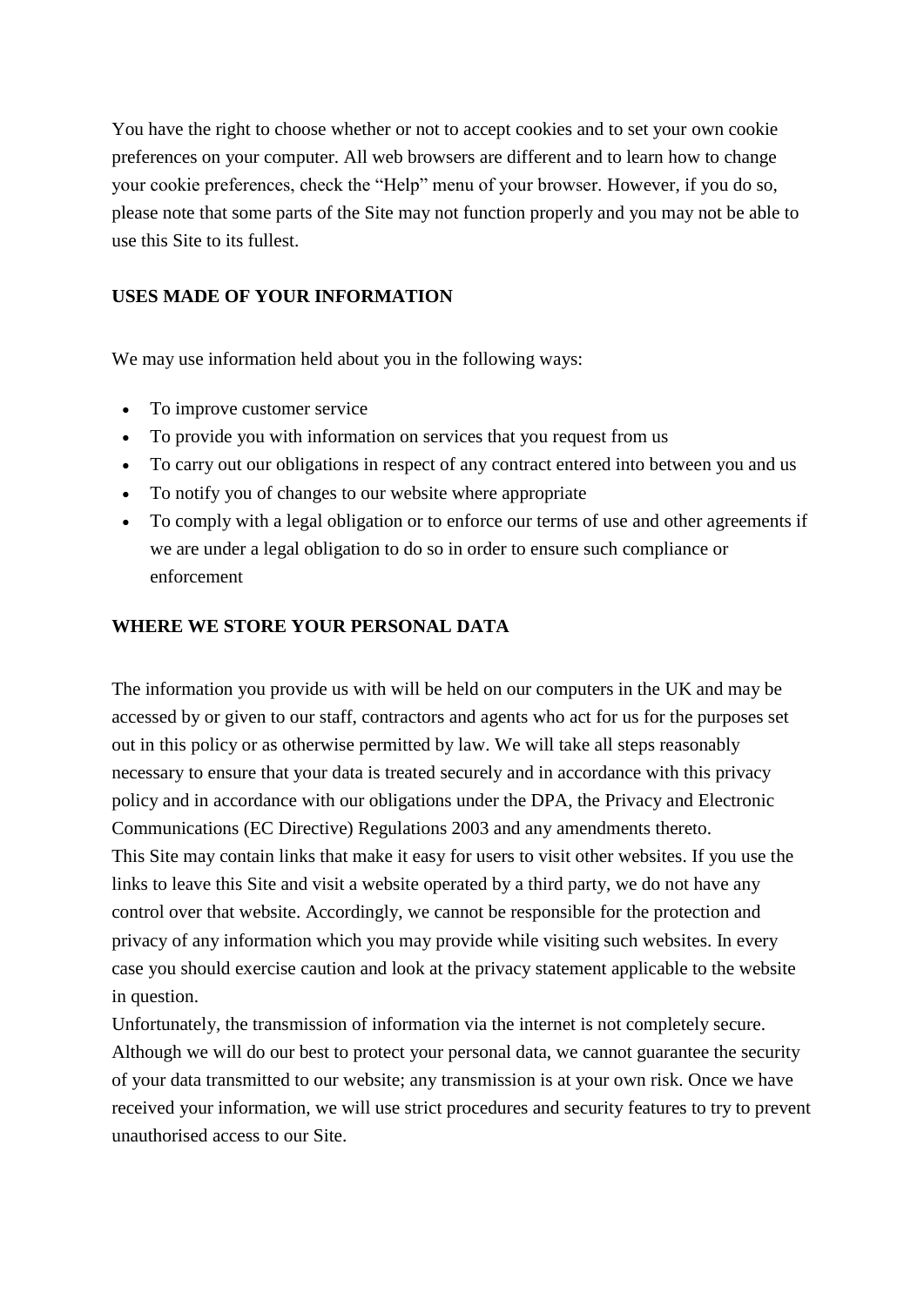You have the right to choose whether or not to accept cookies and to set your own cookie preferences on your computer. All web browsers are different and to learn how to change your cookie preferences, check the "Help" menu of your browser. However, if you do so, please note that some parts of the Site may not function properly and you may not be able to use this Site to its fullest.

**USES MADE OF YOUR INFORMATION**

We may use information held about you in the following ways:

- To improve customer service
- To provide you with information on services that you request from us
- To carry out our obligations in respect of any contract entered into between you and us
- To notify you of changes to our website where appropriate
- To comply with a legal obligation or to enforce our terms of use and other agreements if we are under a legal obligation to do so in order to ensure such compliance or enforcement

**WHERE WE STORE YOUR PERSONAL DATA**

The information you provide us with will be held on our computers in the UK and may be accessed by or given to our staff, contractors and agents who act for us for the purposes set out in this policy or as otherwise permitted by law. We will take all steps reasonably necessary to ensure that your data is treated securely and in accordance with this privacy policy and in accordance with our obligations under the DPA, the Privacy and Electronic Communications (EC Directive) Regulations 2003 and any amendments thereto.

This Site may contain links that make it easy for users to visit other websites. If you use the links to leave this Site and visit a website operated by a third party, we do not have any control over that website. Accordingly, we cannot be responsible for the protection and privacy of any information which you may provide while visiting such websites. In every case you should exercise caution and look at the privacy statement applicable to the website in question.

Unfortunately, the transmission of information via the internet is not completely secure. Although we will do our best to protect your personal data, we cannot guarantee the security of your data transmitted to our website; any transmission is at your own risk. Once we have received your information, we will use strict procedures and security features to try to prevent unauthorised access to our Site.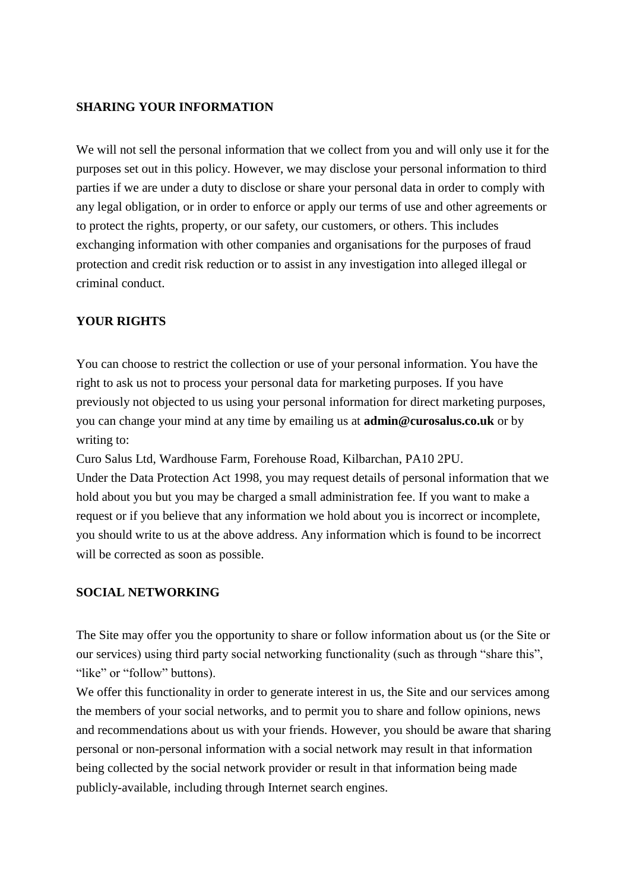## SHARING YOUR INFORMATION

We will not sell the personal information that we collect from you and will only use it for the purposes set out in this policy. However, we may disclose your personal information to third parties if we are under a duty to disclose or share your personal data in order to comply with any legal obligation, or in order to enforce or apply our terms of use and other agreements or to protect the rights, property, or our safety, our customers, or others. This includes exchanging information with other companies and organisations for the purposes of fraud protection and credit risk reduction or to assist in any investigation into alleged illegal or criminal conduct.

## YOUR RIGHTS

You can choose to restrict the collection or use of your personal information. You have the right to ask us not to process your personal data for marketing purposes. If you have previously not objected to us using your personal information for direct marketing purposes, you can change your mind at any time by emailing us at **admin@curosalus.co.uk** or by writing to:

Curo Salus Ltd, Wardhouse Farm, Forehouse Road, Kilbarchan, PA10 2PU.

Under the Data Protection Act 1998, you may request details of personal information that we hold about you but you may be charged a small administration fee. If you want to make a request or if you believe that any information we hold about you is incorrect or incomplete, you should write to us at the above address. Any information which is found to be incorrect will be corrected as soon as possible.

## SOCIAL NETWORKING

The Site may offer you the opportunity to share or follow information about us (or the Site or our services) using third party social networking functionality (such as through "share this", "like" or "follow" buttons).

We offer this functionality in order to generate interest in us, the Site and our services among the members of your social networks, and to permit you to share and follow opinions, news and recommendations about us with your friends. However, you should be aware that sharing personal or non-personal information with a social network may result in that information being collected by the social network provider or result in that information being made publicly-available, including through Internet search engines.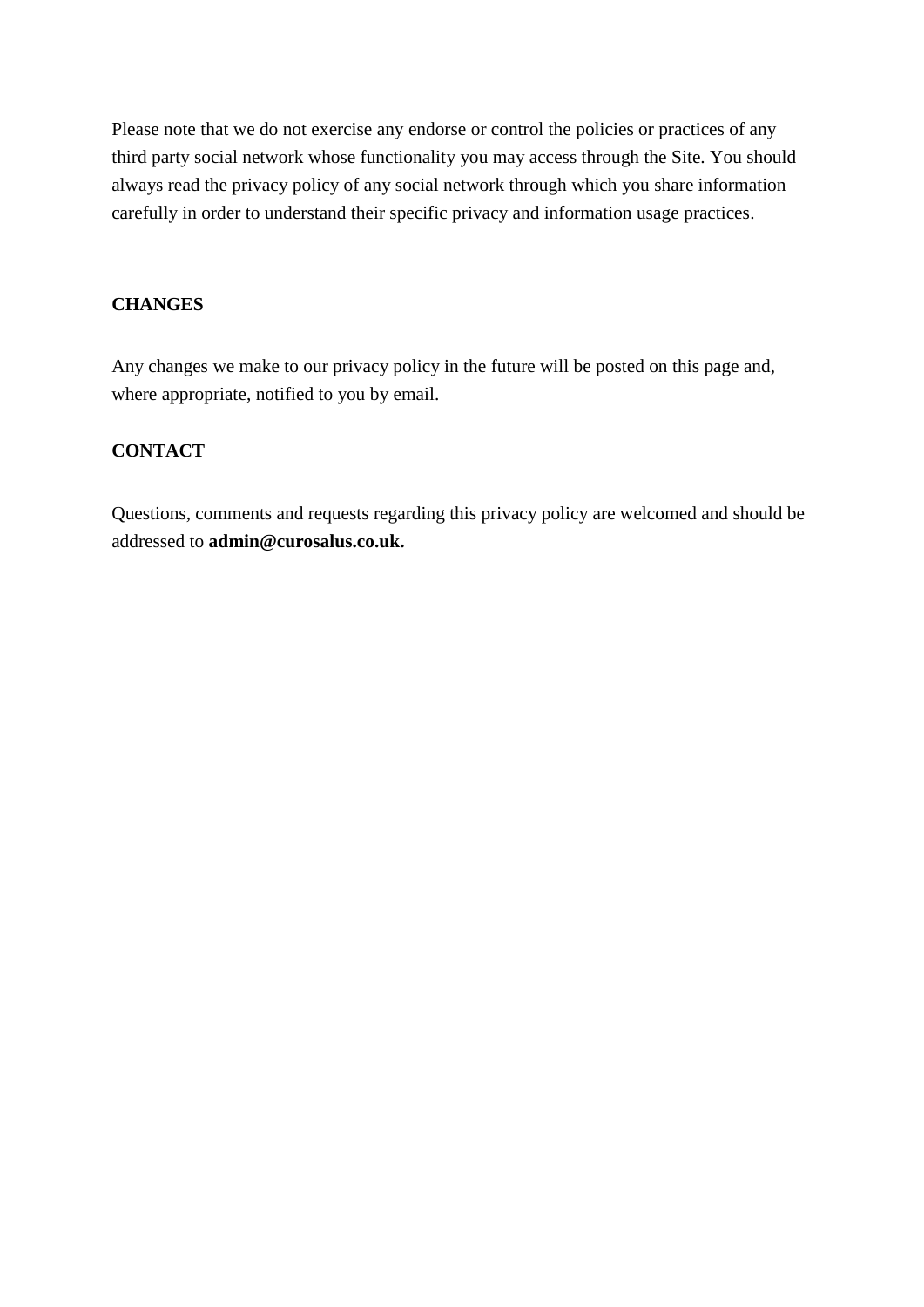Please note that we do not exercise any endorse or control the policies or practices of any third party social network whose functionality you may access through the Site. You should always read the privacy policy of any social network through which you share information carefully in order to understand their specific privacy and information usage practices.

**CHANGES**

Any changes we make to our privacy policy in the future will be posted on this page and, where appropriate, notified to you by email.

**CONTACT**

Questions, comments and requests regarding this privacy policy are welcomed and should be addressed to **admin@curosalus.co.uk.**